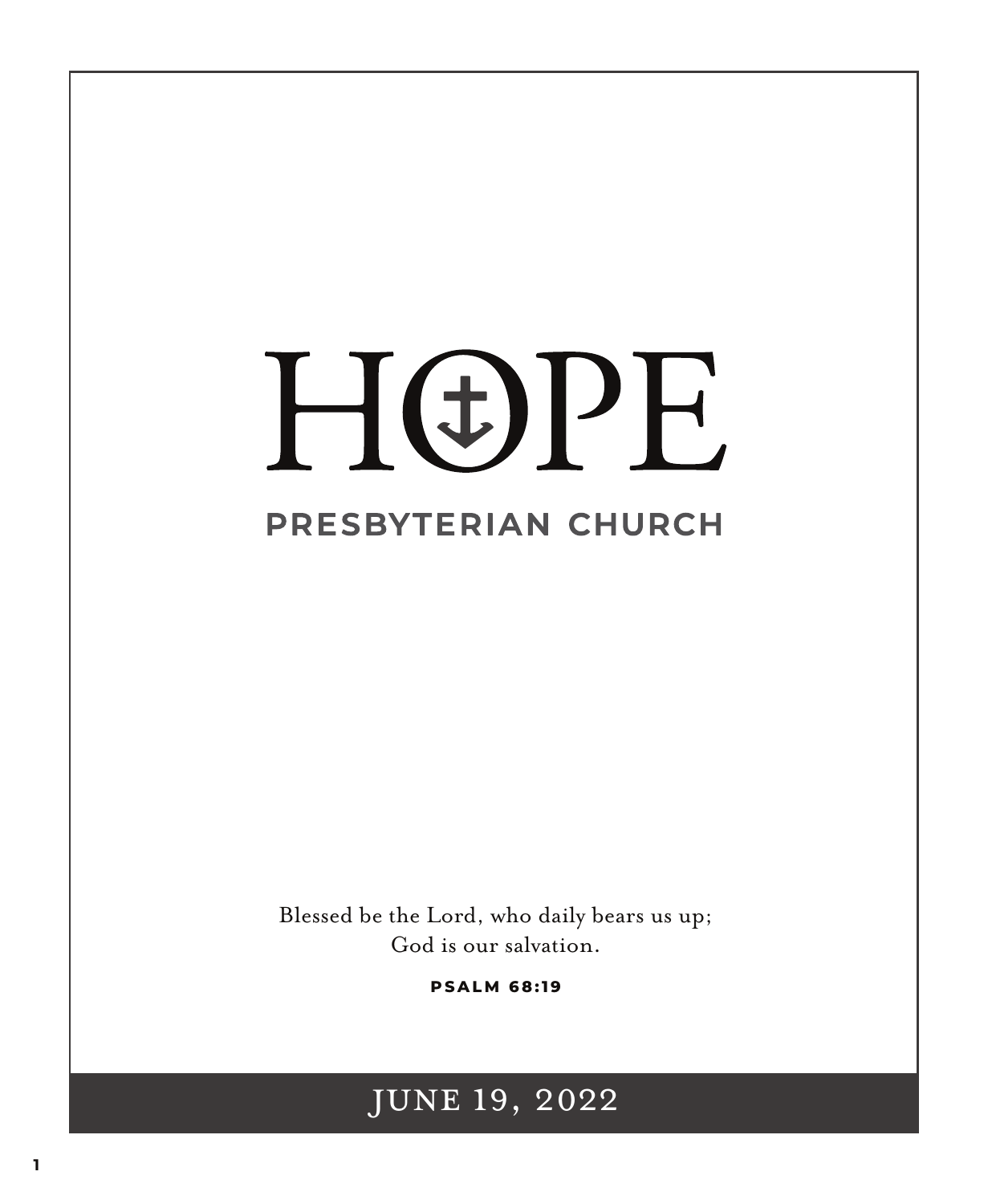# HOPE

## PRESBYTERIAN CHURCH

Blessed be the Lord, who daily bears us up;
God is our salvation.

**PSALM 68:19**

JUNE 19, 2022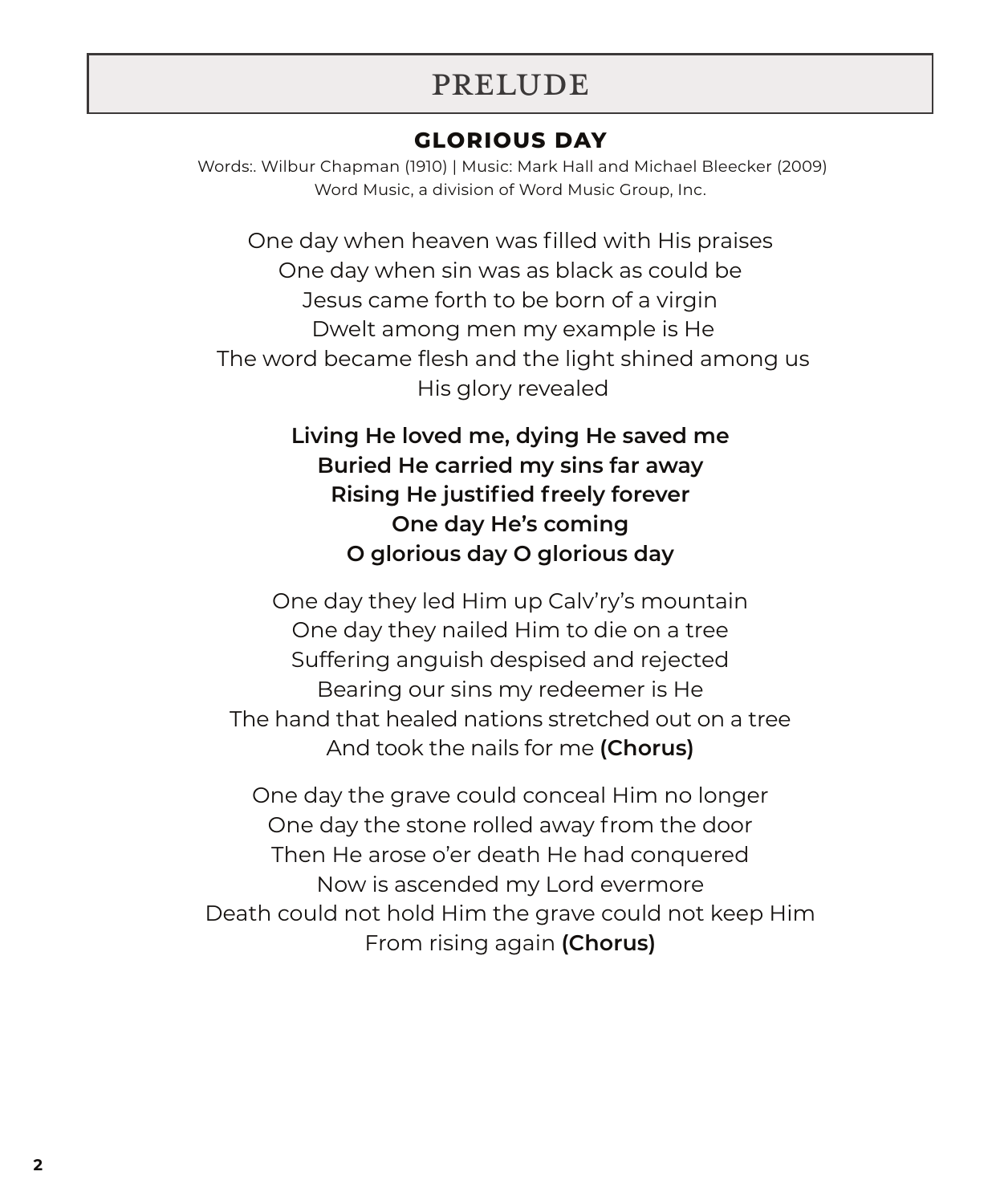# PRELUDE

## GLORIOUS DAY

Words:. Wilbur Chapman (1910) | Music: Mark Hall and Michael Bleecker (2009)
Word Music, a division of Word Music Group, Inc.

One day when heaven was filled with His praises
One day when sin was as black as could be
Jesus came forth to be born of a virgin
Dwelt among men my example is He
The word became flesh and the light shined among us
His glory revealed

**Living He loved me, dying He saved me**
**Buried He carried my sins far away**
**Rising He justified freely forever**
**One day He's coming**
**O glorious day O glorious day**

One day they led Him up Calv'ry's mountain
One day they nailed Him to die on a tree
Suffering anguish despised and rejected
Bearing our sins my redeemer is He
The hand that healed nations stretched out on a tree
And took the nails for me **(Chorus)**

One day the grave could conceal Him no longer
One day the stone rolled away from the door
Then He arose o'er death He had conquered
Now is ascended my Lord evermore
Death could not hold Him the grave could not keep Him
From rising again **(Chorus)**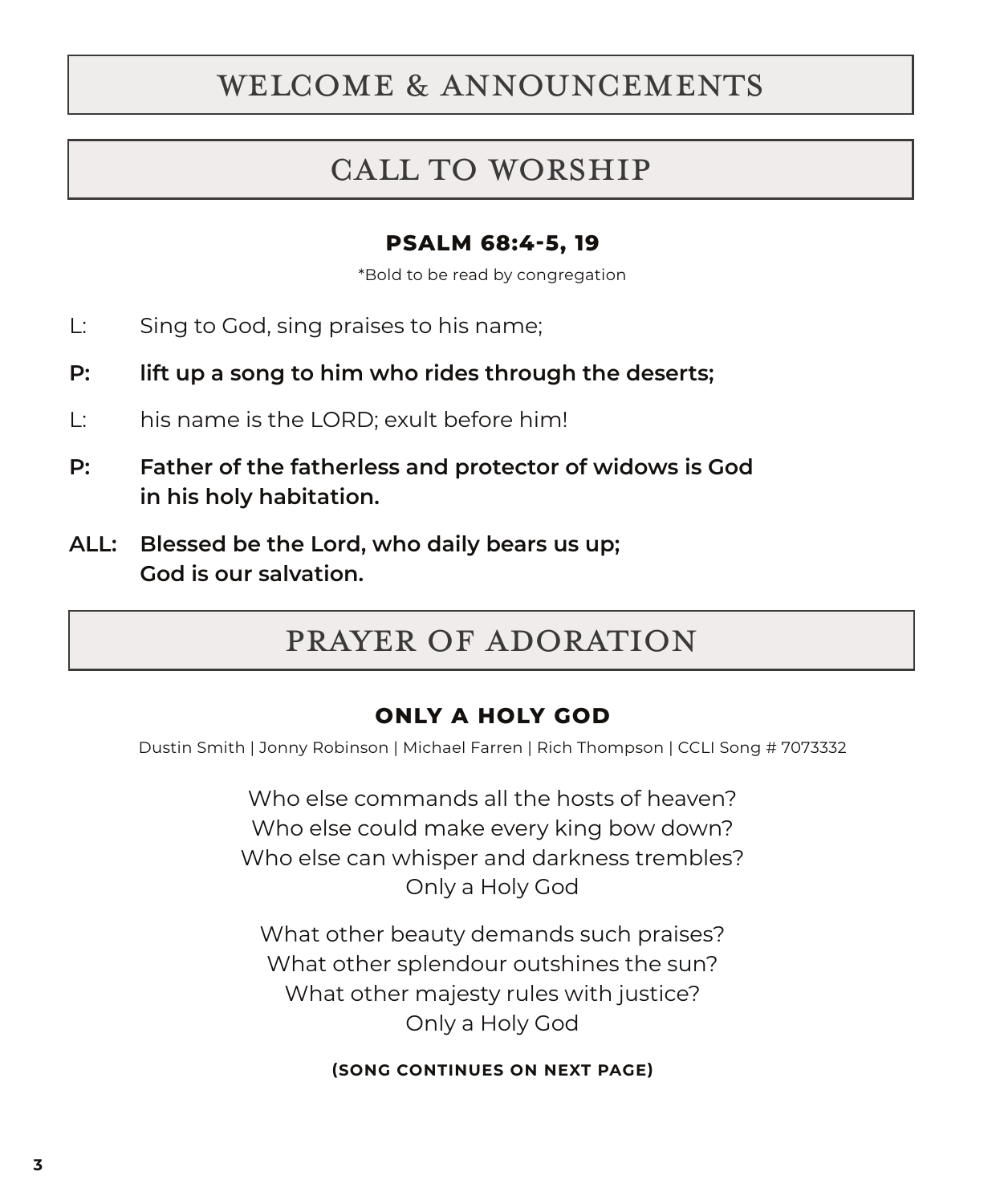## WELCOME & ANNOUNCEMENTS

## CALL TO WORSHIP

### PSALM 68:4-5, 19

*Bold to be read by congregation

L: Sing to God, sing praises to his name;

**P: lift up a song to him who rides through the deserts;**

L: his name is the LORD; exult before him!

**P: Father of the fatherless and protector of widows is God in his holy habitation.**

**ALL: Blessed be the Lord, who daily bears us up; God is our salvation.**

## PRAYER OF ADORATION

### ONLY A HOLY GOD

Dustin Smith | Jonny Robinson | Michael Farren | Rich Thompson | CCLI Song # 7073332

Who else commands all the hosts of heaven?
Who else could make every king bow down?
Who else can whisper and darkness trembles?
Only a Holy God

What other beauty demands such praises?
What other splendour outshines the sun?
What other majesty rules with justice?
Only a Holy God

**(SONG CONTINUES ON NEXT PAGE)**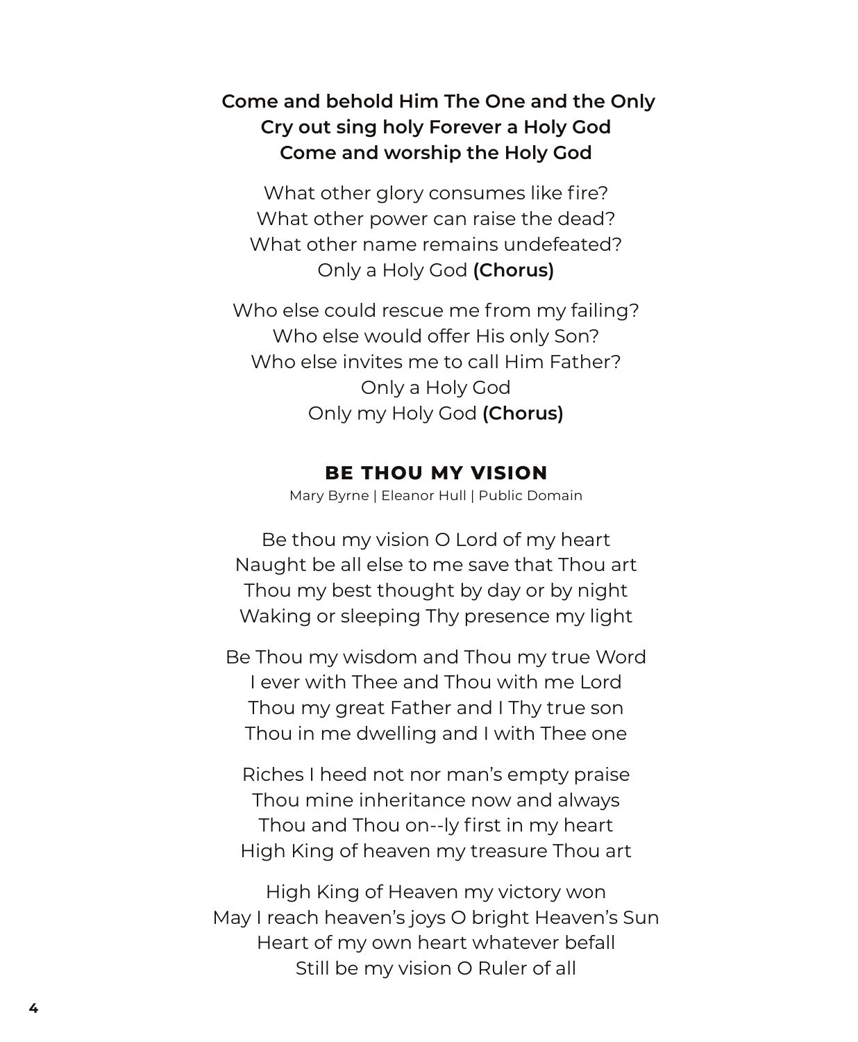**Come and behold Him The One and the Only**
**Cry out sing holy Forever a Holy God**
**Come and worship the Holy God**

What other glory consumes like fire?
What other power can raise the dead?
What other name remains undefeated?
Only a Holy God **(Chorus)**

Who else could rescue me from my failing?
Who else would offer His only Son?
Who else invites me to call Him Father?
Only a Holy God
Only my Holy God **(Chorus)**

## BE THOU MY VISION

Mary Byrne | Eleanor Hull | Public Domain

Be thou my vision O Lord of my heart
Naught be all else to me save that Thou art
Thou my best thought by day or by night
Waking or sleeping Thy presence my light

Be Thou my wisdom and Thou my true Word
I ever with Thee and Thou with me Lord
Thou my great Father and I Thy true son
Thou in me dwelling and I with Thee one

Riches I heed not nor man's empty praise
Thou mine inheritance now and always
Thou and Thou on--ly first in my heart
High King of heaven my treasure Thou art

High King of Heaven my victory won
May I reach heaven's joys O bright Heaven's Sun
Heart of my own heart whatever befall
Still be my vision O Ruler of all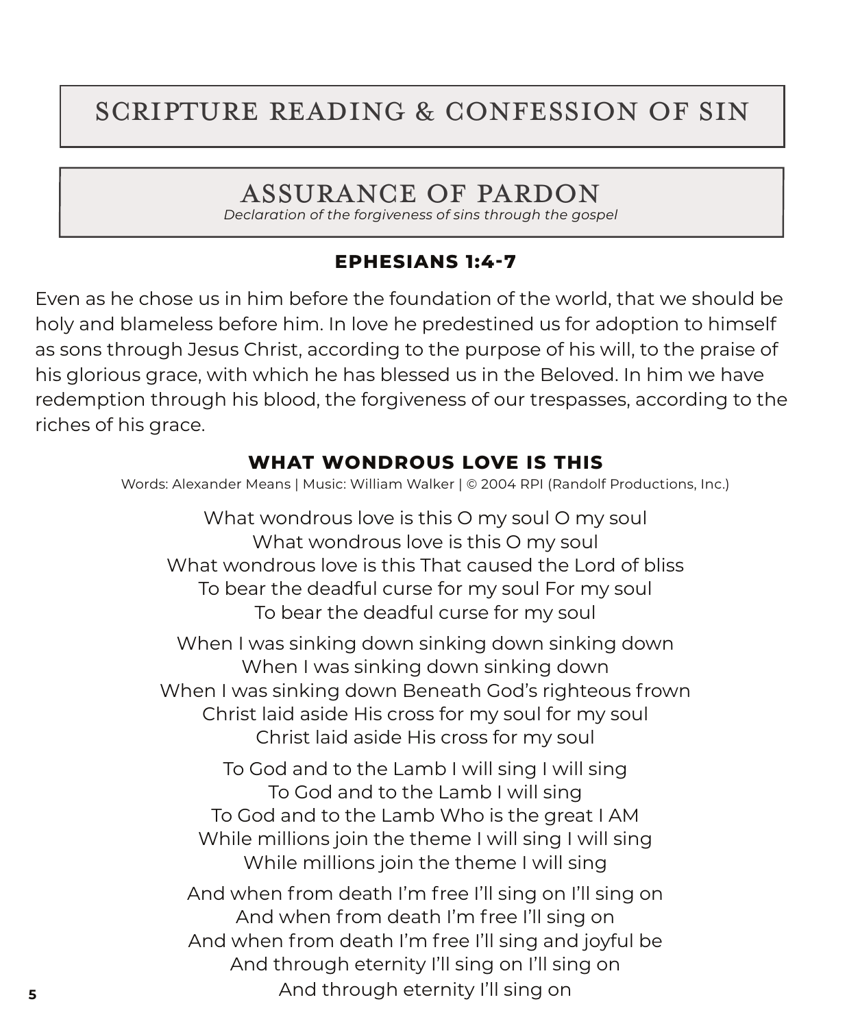# SCRIPTURE READING & CONFESSION OF SIN

# ASSURANCE OF PARDON

*Declaration of the forgiveness of sins through the gospel*

**EPHESIANS 1:4-7**

Even as he chose us in him before the foundation of the world, that we should be holy and blameless before him. In love he predestined us for adoption to himself as sons through Jesus Christ, according to the purpose of his will, to the praise of his glorious grace, with which he has blessed us in the Beloved. In him we have redemption through his blood, the forgiveness of our trespasses, according to the riches of his grace.

**WHAT WONDROUS LOVE IS THIS**

Words: Alexander Means | Music: William Walker | © 2004 RPI (Randolf Productions, Inc.)

What wondrous love is this O my soul O my soul
What wondrous love is this O my soul
What wondrous love is this That caused the Lord of bliss
To bear the deadful curse for my soul For my soul
To bear the deadful curse for my soul

When I was sinking down sinking down sinking down
When I was sinking down sinking down
When I was sinking down Beneath God's righteous frown
Christ laid aside His cross for my soul for my soul
Christ laid aside His cross for my soul

To God and to the Lamb I will sing I will sing
To God and to the Lamb I will sing
To God and to the Lamb Who is the great I AM
While millions join the theme I will sing I will sing
While millions join the theme I will sing

And when from death I'm free I'll sing on I'll sing on
And when from death I'm free I'll sing on
And when from death I'm free I'll sing and joyful be
And through eternity I'll sing on I'll sing on
And through eternity I'll sing on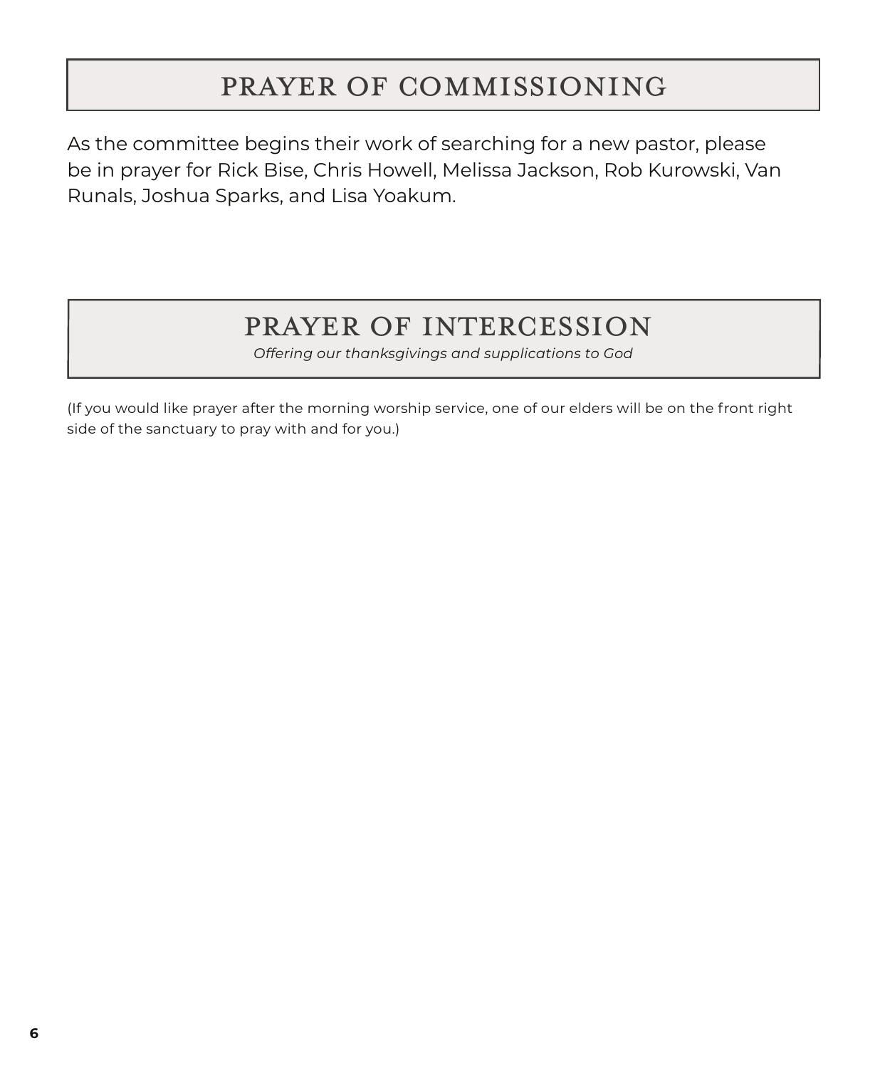## PRAYER OF COMMISSIONING

As the committee begins their work of searching for a new pastor, please be in prayer for Rick Bise, Chris Howell, Melissa Jackson, Rob Kurowski, Van Runals, Joshua Sparks, and Lisa Yoakum.

## PRAYER OF INTERCESSION

*Offering our thanksgivings and supplications to God*

(If you would like prayer after the morning worship service, one of our elders will be on the front right side of the sanctuary to pray with and for you.)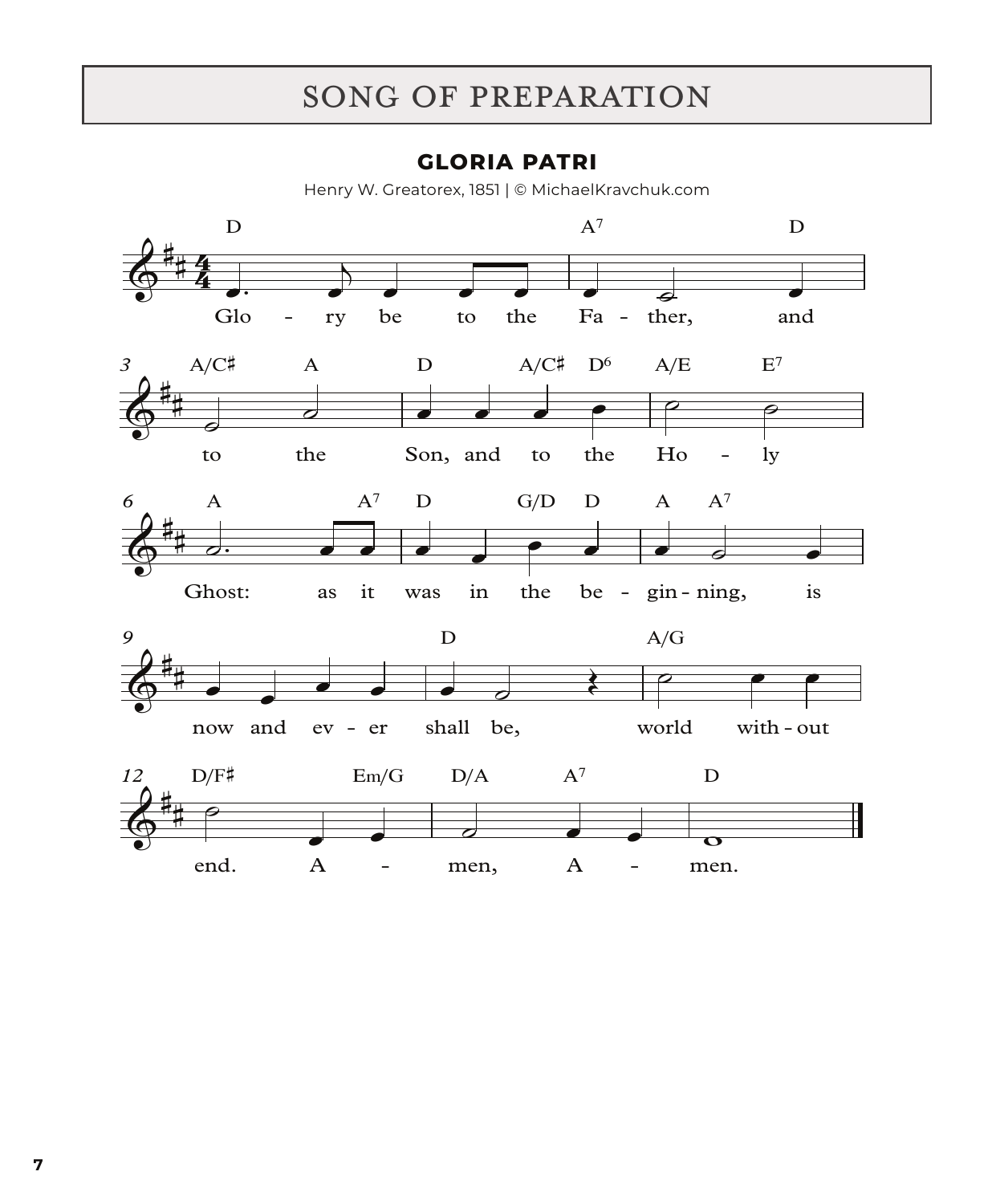# SONG OF PREPARATION

## GLORIA PATRI

Henry W. Greatorex, 1851 | © MichaelKravchuk.com

Glo - ry be to the Fa - ther, and to the Son, and to the Ho - ly Ghost: as it was in the be - gin - ning, is now and ev - er shall be, world with - out end. A - men, A - men.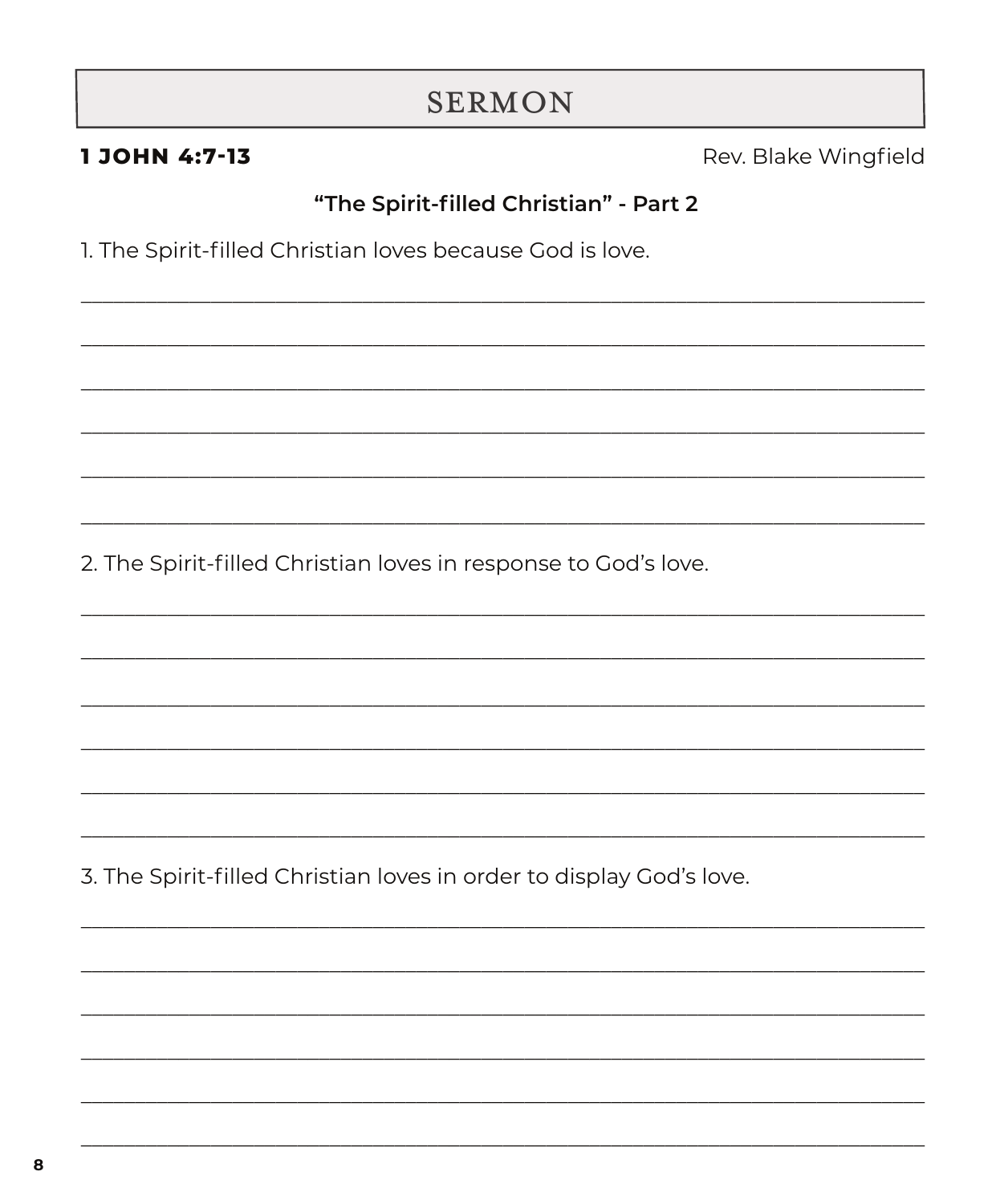# SERMON

**1 JOHN 4:7-13**

Rev. Blake Wingfield

**"The Spirit-filled Christian" - Part 2**

1. The Spirit-filled Christian loves because God is love.

2. The Spirit-filled Christian loves in response to God's love.

3. The Spirit-filled Christian loves in order to display God's love.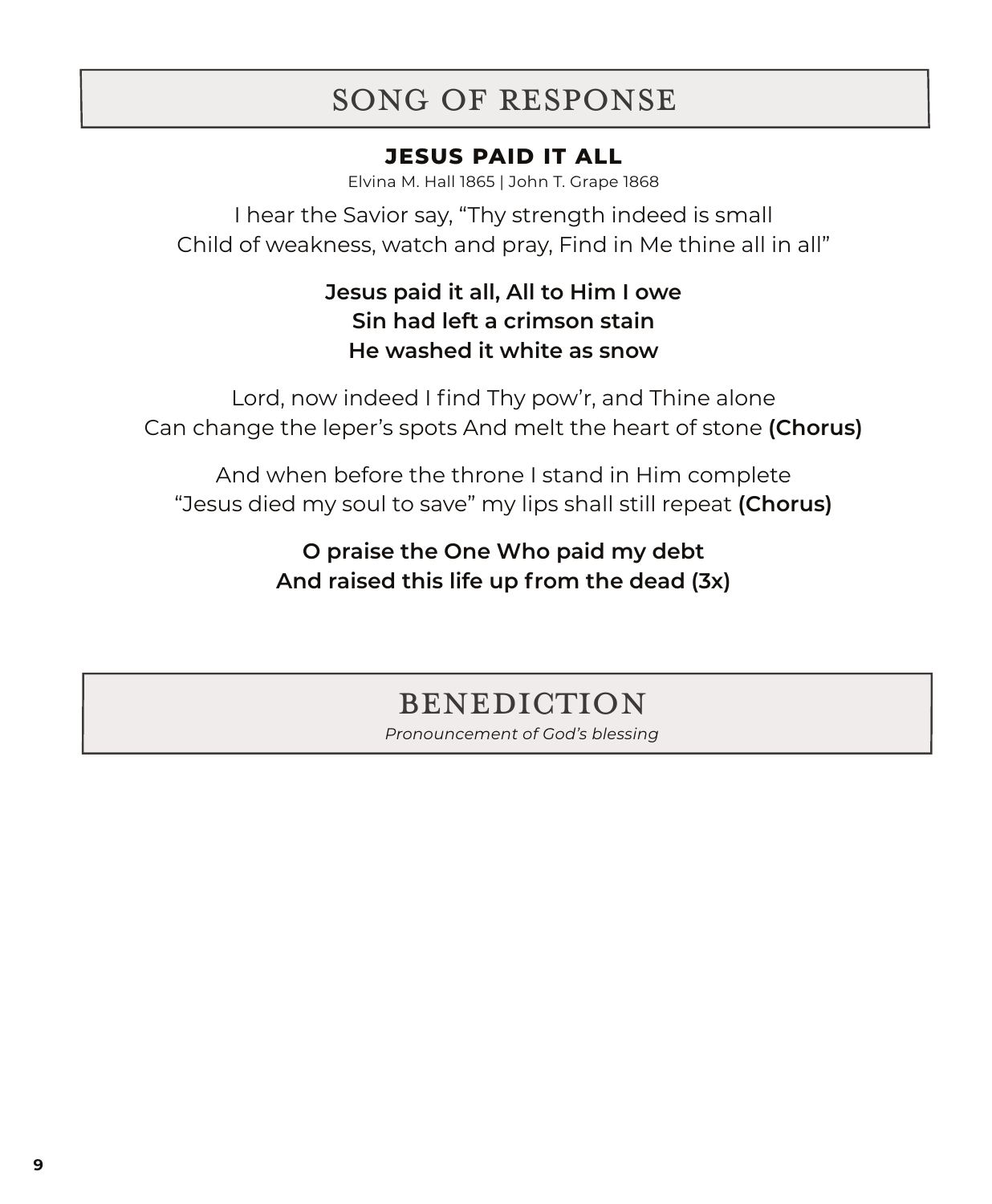## SONG OF RESPONSE

### JESUS PAID IT ALL

Elvina M. Hall 1865 | John T. Grape 1868

I hear the Savior say, “Thy strength indeed is small
Child of weakness, watch and pray, Find in Me thine all in all”

**Jesus paid it all, All to Him I owe**
**Sin had left a crimson stain**
**He washed it white as snow**

Lord, now indeed I find Thy pow’r, and Thine alone
Can change the leper’s spots And melt the heart of stone **(Chorus)**

And when before the throne I stand in Him complete
“Jesus died my soul to save” my lips shall still repeat **(Chorus)**

**O praise the One Who paid my debt**
**And raised this life up from the dead (3x)**

## BENEDICTION

*Pronouncement of God’s blessing*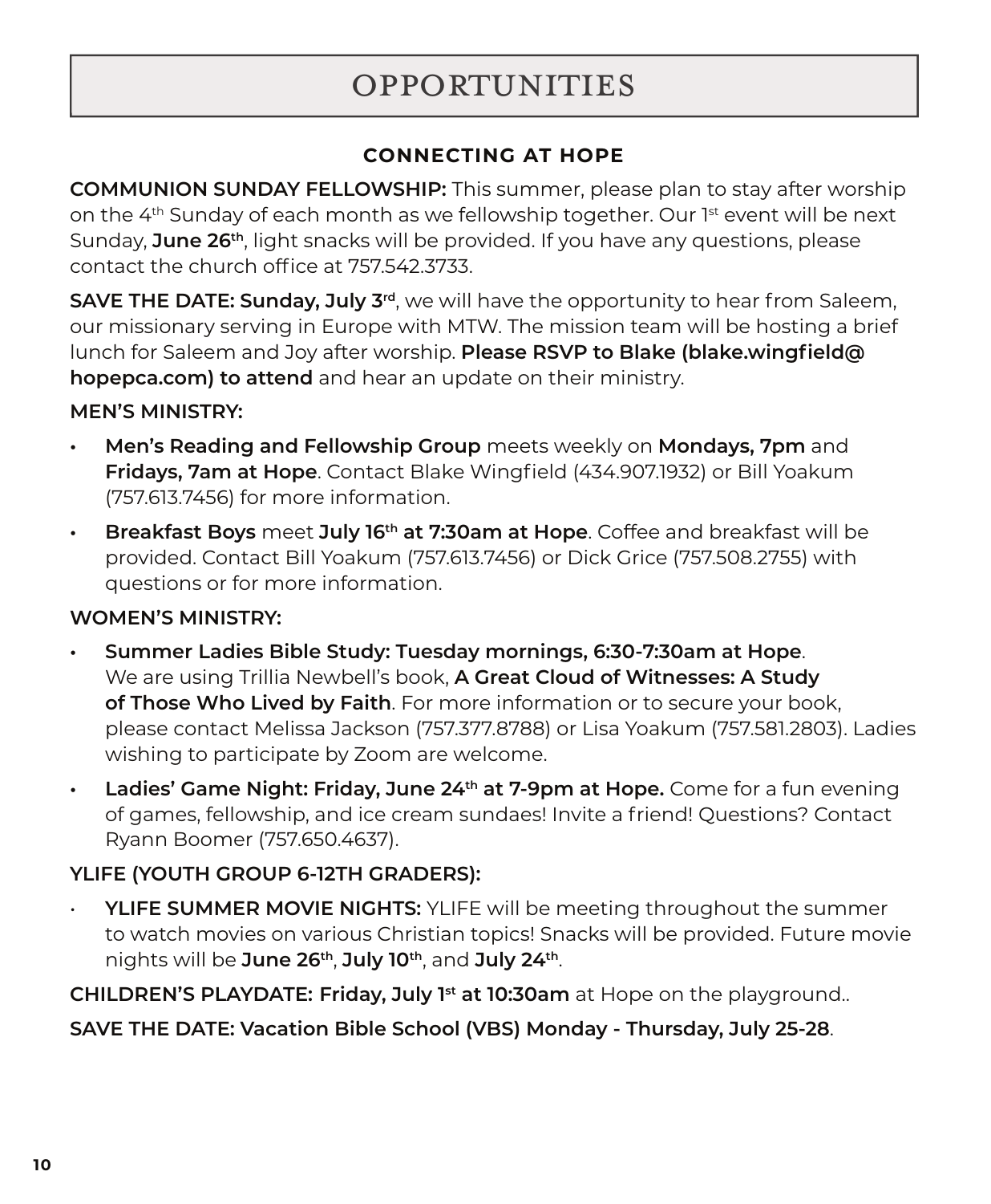# OPPORTUNITIES

## CONNECTING AT HOPE

**COMMUNION SUNDAY FELLOWSHIP:** This summer, please plan to stay after worship on the 4th Sunday of each month as we fellowship together. Our 1st event will be next Sunday, **June 26th**, light snacks will be provided. If you have any questions, please contact the church office at 757.542.3733.

**SAVE THE DATE: Sunday, July 3rd**, we will have the opportunity to hear from Saleem, our missionary serving in Europe with MTW. The mission team will be hosting a brief lunch for Saleem and Joy after worship. **Please RSVP to Blake (blake.wingfield@hopepca.com) to attend** and hear an update on their ministry.

**MEN'S MINISTRY:**

- **Men's Reading and Fellowship Group** meets weekly on **Mondays, 7pm** and **Fridays, 7am at Hope**. Contact Blake Wingfield (434.907.1932) or Bill Yoakum (757.613.7456) for more information.
- **Breakfast Boys** meet **July 16th at 7:30am at Hope**. Coffee and breakfast will be provided. Contact Bill Yoakum (757.613.7456) or Dick Grice (757.508.2755) with questions or for more information.

**WOMEN'S MINISTRY:**

- **Summer Ladies Bible Study: Tuesday mornings, 6:30-7:30am at Hope**. We are using Trillia Newbell's book, **A Great Cloud of Witnesses: A Study of Those Who Lived by Faith**. For more information or to secure your book, please contact Melissa Jackson (757.377.8788) or Lisa Yoakum (757.581.2803). Ladies wishing to participate by Zoom are welcome.
- **Ladies' Game Night: Friday, June 24th at 7-9pm at Hope.** Come for a fun evening of games, fellowship, and ice cream sundaes! Invite a friend! Questions? Contact Ryann Boomer (757.650.4637).

**YLIFE (YOUTH GROUP 6-12TH GRADERS):**

- **YLIFE SUMMER MOVIE NIGHTS:** YLIFE will be meeting throughout the summer to watch movies on various Christian topics! Snacks will be provided. Future movie nights will be **June 26th**, **July 10th**, and **July 24th**.

**CHILDREN'S PLAYDATE: Friday, July 1st at 10:30am** at Hope on the playground..

**SAVE THE DATE: Vacation Bible School (VBS) Monday - Thursday, July 25-28**.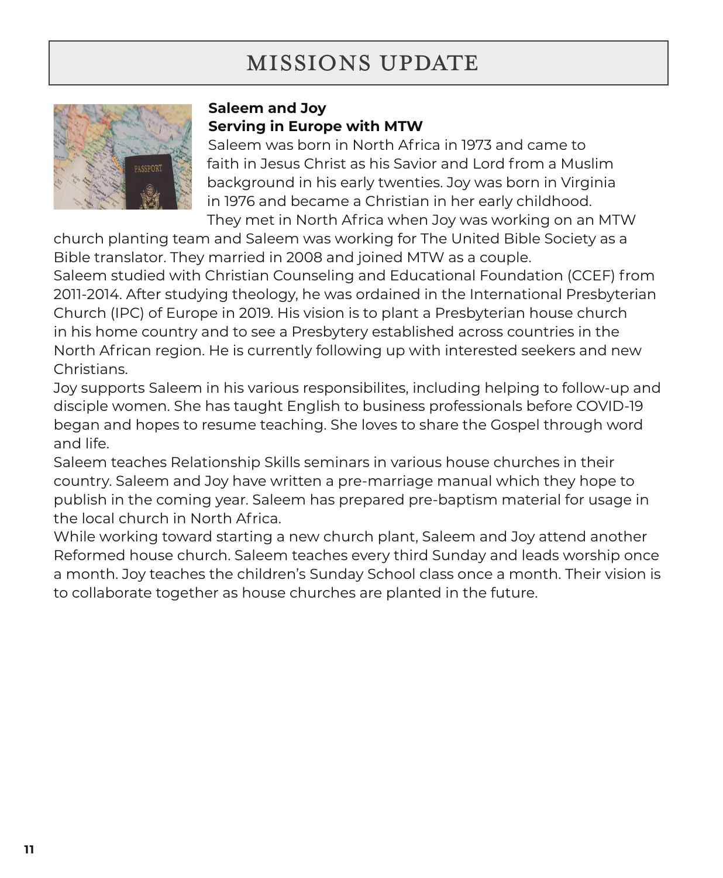# MISSIONS UPDATE

**Saleem and Joy**
**Serving in Europe with MTW**

Saleem was born in North Africa in 1973 and came to faith in Jesus Christ as his Savior and Lord from a Muslim background in his early twenties. Joy was born in Virginia in 1976 and became a Christian in her early childhood. They met in North Africa when Joy was working on an MTW church planting team and Saleem was working for The United Bible Society as a Bible translator. They married in 2008 and joined MTW as a couple.

Saleem studied with Christian Counseling and Educational Foundation (CCEF) from 2011-2014. After studying theology, he was ordained in the International Presbyterian Church (IPC) of Europe in 2019. His vision is to plant a Presbyterian house church in his home country and to see a Presbytery established across countries in the North African region. He is currently following up with interested seekers and new Christians.

Joy supports Saleem in his various responsibilites, including helping to follow-up and disciple women. She has taught English to business professionals before COVID-19 began and hopes to resume teaching. She loves to share the Gospel through word and life.

Saleem teaches Relationship Skills seminars in various house churches in their country. Saleem and Joy have written a pre-marriage manual which they hope to publish in the coming year. Saleem has prepared pre-baptism material for usage in the local church in North Africa.

While working toward starting a new church plant, Saleem and Joy attend another Reformed house church. Saleem teaches every third Sunday and leads worship once a month. Joy teaches the children's Sunday School class once a month. Their vision is to collaborate together as house churches are planted in the future.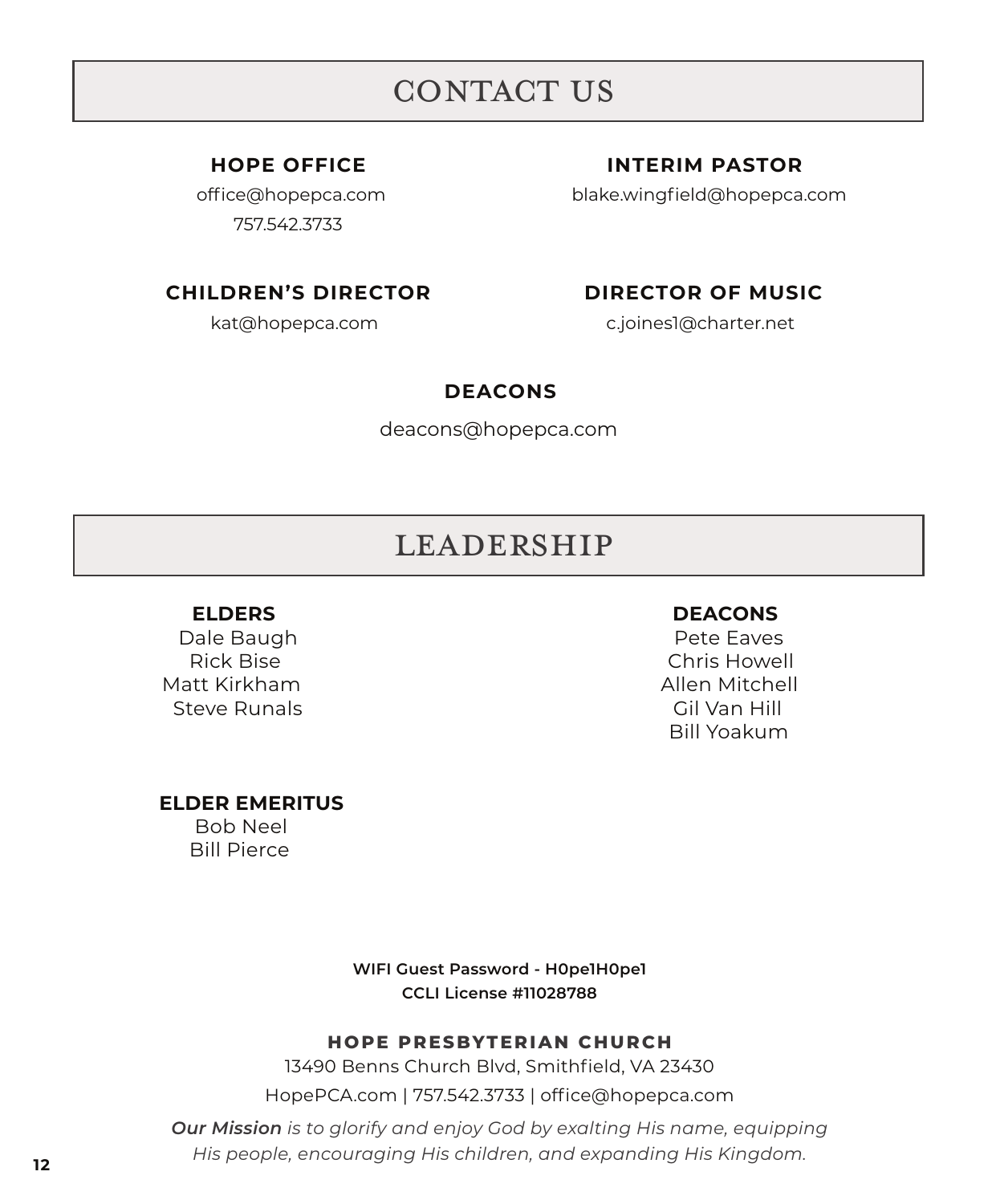# CONTACT US

**HOPE OFFICE**

office@hopepca.com

757.542.3733

**INTERIM PASTOR**

blake.wingfield@hopepca.com

**CHILDREN'S DIRECTOR**

kat@hopepca.com

**DIRECTOR OF MUSIC**

c.joines1@charter.net

**DEACONS**

deacons@hopepca.com

# LEADERSHIP

**ELDERS**

Dale Baugh
Rick Bise
Matt Kirkham
Steve Runals

**DEACONS**

Pete Eaves
Chris Howell
Allen Mitchell
Gil Van Hill
Bill Yoakum

**ELDER EMERITUS**

Bob Neel
Bill Pierce

**WIFI Guest Password - H0pe1H0pe1**
**CCLI License #11028788**

**HOPE PRESBYTERIAN CHURCH**

13490 Benns Church Blvd, Smithfield, VA 23430

HopePCA.com | 757.542.3733 | office@hopepca.com

***Our Mission*** *is to glorify and enjoy God by exalting His name, equipping His people, encouraging His children, and expanding His Kingdom.*